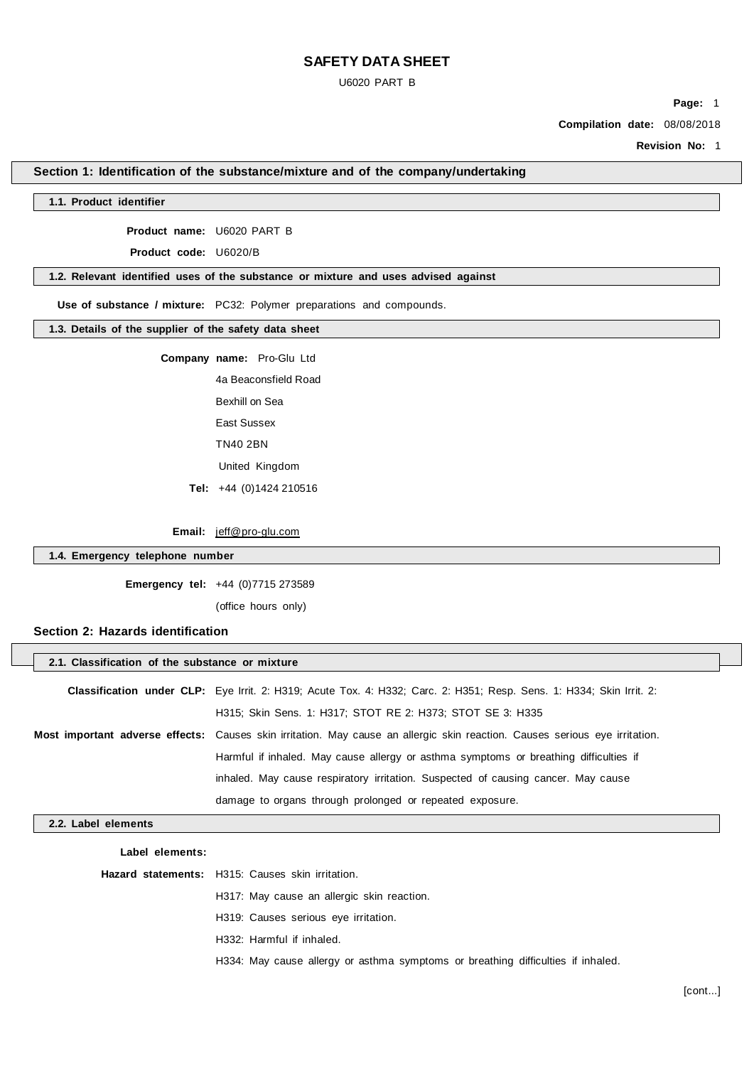# SAFETY DATA SHEET

U6020 PART B

**Compilation date:** 08/08/2018

**Revision No:** 1

## Section 1: Identification of the substance/mixture and of the company/undertaking

### 1.1. Product identifier

**Product name:** U6020 PART B

**Product code:** U6020/B

### 1.2. Relevant identified uses of the substance or mixture and uses advised against

**Use of substance / mixture:** PC32: Polymer preparations and compounds.

### 1.3. Details of the supplier of the safety data sheet

**Company name:** Pro-Glu Ltd

4a Beaconsfield Road

Bexhill on Sea

East Sussex

TN40 2BN

United Kingdom

**Tel:** +44 (0)1424 210516

**Email:** jeff@pro-glu.com

### 1.4. Emergency telephone number

**Emergency tel:** +44 (0)7715 273589

(office hours only)

## Section 2: Hazards identification

### 2.1. Classification of the substance or mixture

**Classification under CLP:** Eye Irrit. 2: H319; Acute Tox. 4: H332; Carc. 2: H351; Resp. Sens. 1: H334; Skin Irrit. 2: H315; Skin Sens. 1: H317; STOT RE 2: H373; STOT SE 3: H335

**Most important adverse effects:** Causes skin irritation. May cause an allergic skin reaction. Causes serious eye irritation. Harmful if inhaled. May cause allergy or asthma symptoms or breathing difficulties if inhaled. May cause respiratory irritation. Suspected of causing cancer. May cause damage to organs through prolonged or repeated exposure.

### 2.2. Label elements

**Label elements:**

**Hazard statements:** H315: Causes skin irritation.

H317: May cause an allergic skin reaction.

H319: Causes serious eye irritation.

H332: Harmful if inhaled.

H334: May cause allergy or asthma symptoms or breathing difficulties if inhaled.

[cont...]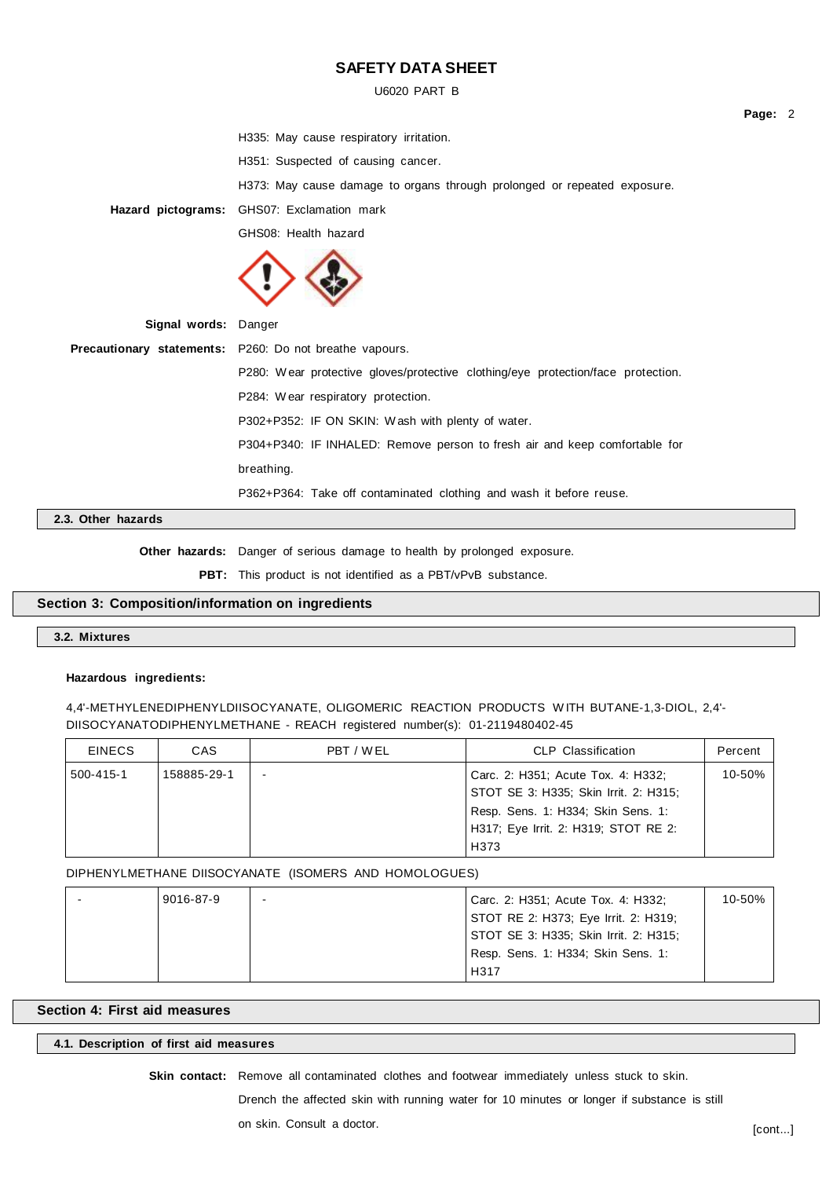H335: May cause respiratory irritation.

H351: Suspected of causing cancer.

H373: May cause damage to organs through prolonged or repeated exposure.

**Hazard pictograms:** GHS07: Exclamation mark

GHS08: Health hazard

**Signal words:** Danger

**Precautionary statements:** P260: Do not breathe vapours.

P280: Wear protective gloves/protective clothing/eye protection/face protection.

P284: Wear respiratory protection.

P302+P352: IF ON SKIN: Wash with plenty of water.

P304+P340: IF INHALED: Remove person to fresh air and keep comfortable for breathing.

P362+P364: Take off contaminated clothing and wash it before reuse.

### 2.3. Other hazards

**Other hazards:** Danger of serious damage to health by prolonged exposure.

**PBT:** This product is not identified as a PBT/vPvB substance.

## Section 3: Composition/information on ingredients

### 3.2. Mixtures

**Hazardous ingredients:**

4,4'-METHYLENEDIPHENYLDIISOCYANATE, OLIGOMERIC REACTION PRODUCTS WITH BUTANE-1,3-DIOL, 2,4'-DIISOCYANATODIPHENYLMETHANE - REACH registered number(s): 01-2119480402-45

| EINECS | CAS | PBT / WEL | CLP Classification | Percent |
|---|---|---|---|---|
| 500-415-1 | 158885-29-1 | - | Carc. 2: H351; Acute Tox. 4: H332; STOT SE 3: H335; Skin Irrit. 2: H315; Resp. Sens. 1: H334; Skin Sens. 1: H317; Eye Irrit. 2: H319; STOT RE 2: H373 | 10-50% |

DIPHENYLMETHANE DIISOCYANATE (ISOMERS AND HOMOLOGUES)

| EINECS | CAS | PBT / WEL | CLP Classification | Percent |
|---|---|---|---|---|
| - | 9016-87-9 | - | Carc. 2: H351; Acute Tox. 4: H332; STOT RE 2: H373; Eye Irrit. 2: H319; STOT SE 3: H335; Skin Irrit. 2: H315; Resp. Sens. 1: H334; Skin Sens. 1: H317 | 10-50% |

## Section 4: First aid measures

### 4.1. Description of first aid measures

**Skin contact:** Remove all contaminated clothes and footwear immediately unless stuck to skin. Drench the affected skin with running water for 10 minutes or longer if substance is still on skin. Consult a doctor.

[cont...]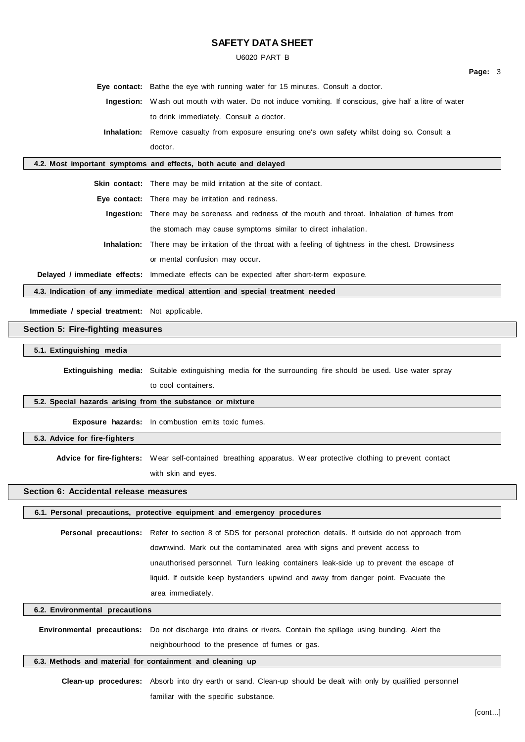**Eye contact:** Bathe the eye with running water for 15 minutes. Consult a doctor.

**Ingestion:** Wash out mouth with water. Do not induce vomiting. If conscious, give half a litre of water to drink immediately. Consult a doctor.

**Inhalation:** Remove casualty from exposure ensuring one's own safety whilst doing so. Consult a doctor.

### 4.2. Most important symptoms and effects, both acute and delayed

**Skin contact:** There may be mild irritation at the site of contact.

**Eye contact:** There may be irritation and redness.

**Ingestion:** There may be soreness and redness of the mouth and throat. Inhalation of fumes from the stomach may cause symptoms similar to direct inhalation.

**Inhalation:** There may be irritation of the throat with a feeling of tightness in the chest. Drowsiness or mental confusion may occur.

**Delayed / immediate effects:** Immediate effects can be expected after short-term exposure.

### 4.3. Indication of any immediate medical attention and special treatment needed

**Immediate / special treatment:** Not applicable.

## Section 5: Fire-fighting measures

### 5.1. Extinguishing media

**Extinguishing media:** Suitable extinguishing media for the surrounding fire should be used. Use water spray to cool containers.

### 5.2. Special hazards arising from the substance or mixture

**Exposure hazards:** In combustion emits toxic fumes.

### 5.3. Advice for fire-fighters

**Advice for fire-fighters:** Wear self-contained breathing apparatus. Wear protective clothing to prevent contact with skin and eyes.

## Section 6: Accidental release measures

### 6.1. Personal precautions, protective equipment and emergency procedures

**Personal precautions:** Refer to section 8 of SDS for personal protection details. If outside do not approach from downwind. Mark out the contaminated area with signs and prevent access to unauthorised personnel. Turn leaking containers leak-side up to prevent the escape of liquid. If outside keep bystanders upwind and away from danger point. Evacuate the area immediately.

### 6.2. Environmental precautions

**Environmental precautions:** Do not discharge into drains or rivers. Contain the spillage using bunding. Alert the neighbourhood to the presence of fumes or gas.

### 6.3. Methods and material for containment and cleaning up

**Clean-up procedures:** Absorb into dry earth or sand. Clean-up should be dealt with only by qualified personnel familiar with the specific substance.

[cont...]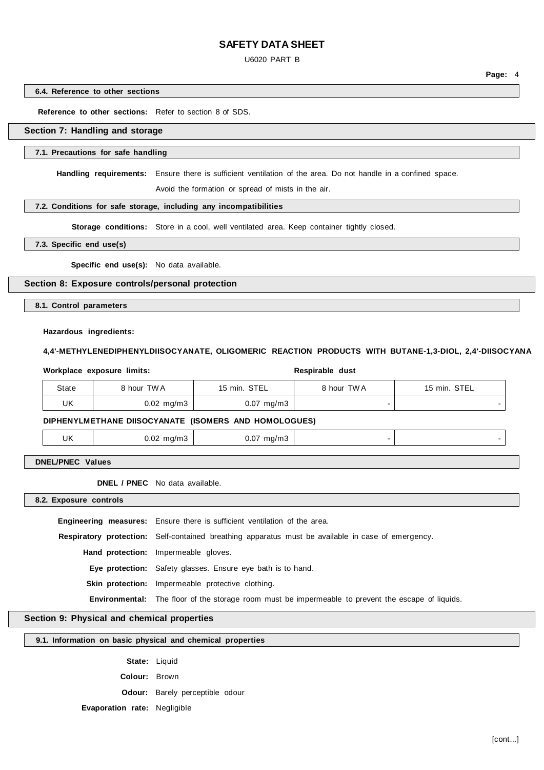#### 6.4. Reference to other sections

**Reference to other sections:** Refer to section 8 of SDS.

## Section 7: Handling and storage

#### 7.1. Precautions for safe handling

**Handling requirements:** Ensure there is sufficient ventilation of the area. Do not handle in a confined space.

Avoid the formation or spread of mists in the air.

#### 7.2. Conditions for safe storage, including any incompatibilities

**Storage conditions:** Store in a cool, well ventilated area. Keep container tightly closed.

#### 7.3. Specific end use(s)

**Specific end use(s):** No data available.

## Section 8: Exposure controls/personal protection

#### 8.1. Control parameters

**Hazardous ingredients:**

**4,4'-METHYLENEDIPHENYLDIISOCYANATE, OLIGOMERIC REACTION PRODUCTS WITH BUTANE-1,3-DIOL, 2,4'-DIISOCYANA**

| **Workplace exposure limits:** | | | **Respirable dust** | |
|---|---|---|---|---|
| State | 8 hour TWA | 15 min. STEL | 8 hour TWA | 15 min. STEL |
| UK | 0.02 mg/m3 | 0.07 mg/m3 | - | - |

**DIPHENYLMETHANE DIISOCYANATE (ISOMERS AND HOMOLOGUES)**

| State | 8 hour TWA | 15 min. STEL | 8 hour TWA | 15 min. STEL |
|---|---|---|---|---|
| UK | 0.02 mg/m3 | 0.07 mg/m3 | - | - |

#### DNEL/PNEC Values

**DNEL / PNEC** No data available.

#### 8.2. Exposure controls

**Engineering measures:** Ensure there is sufficient ventilation of the area.

**Respiratory protection:** Self-contained breathing apparatus must be available in case of emergency.

**Hand protection:** Impermeable gloves.

**Eye protection:** Safety glasses. Ensure eye bath is to hand.

**Skin protection:** Impermeable protective clothing.

**Environmental:** The floor of the storage room must be impermeable to prevent the escape of liquids.

## Section 9: Physical and chemical properties

#### 9.1. Information on basic physical and chemical properties

**State:** Liquid

**Colour:** Brown

**Odour:** Barely perceptible odour

**Evaporation rate:** Negligible

[cont...]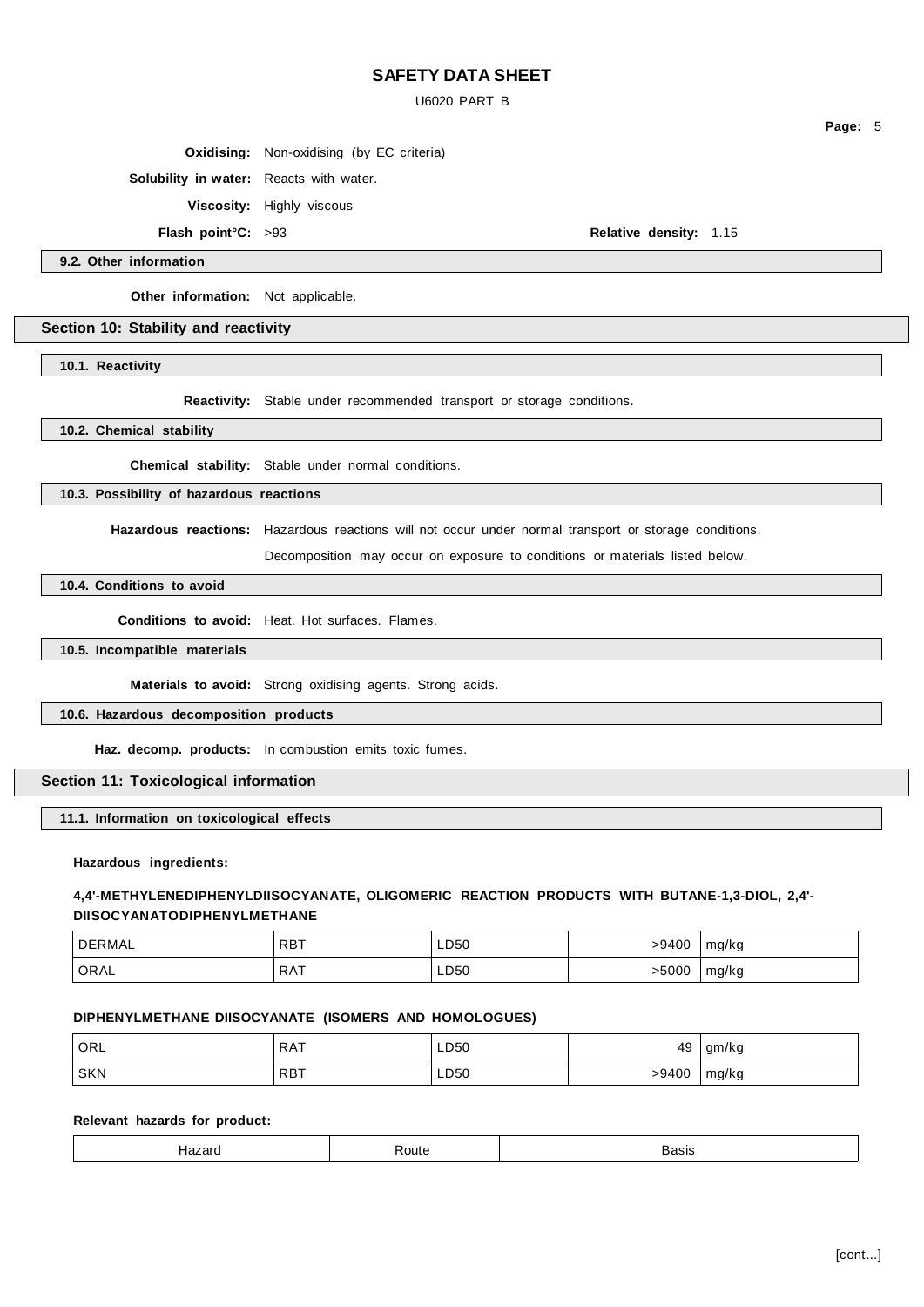**Oxidising:** Non-oxidising (by EC criteria)

**Solubility in water:** Reacts with water.

**Viscosity:** Highly viscous

**Flash point°C:** >93 **Relative density:** 1.15

### 9.2. Other information

**Other information:** Not applicable.

## Section 10: Stability and reactivity

### 10.1. Reactivity

**Reactivity:** Stable under recommended transport or storage conditions.

### 10.2. Chemical stability

**Chemical stability:** Stable under normal conditions.

### 10.3. Possibility of hazardous reactions

**Hazardous reactions:** Hazardous reactions will not occur under normal transport or storage conditions.

Decomposition may occur on exposure to conditions or materials listed below.

### 10.4. Conditions to avoid

**Conditions to avoid:** Heat. Hot surfaces. Flames.

### 10.5. Incompatible materials

**Materials to avoid:** Strong oxidising agents. Strong acids.

### 10.6. Hazardous decomposition products

**Haz. decomp. products:** In combustion emits toxic fumes.

## Section 11: Toxicological information

### 11.1. Information on toxicological effects

**Hazardous ingredients:**

**4,4'-METHYLENEDIPHENYLDIISOCYANATE, OLIGOMERIC REACTION PRODUCTS WITH BUTANE-1,3-DIOL, 2,4'-DIISOCYANATODIPHENYLMETHANE**

| | | | | |
|---|---|---|---|---|
| DERMAL | RBT | LD50 | >9400 | mg/kg |
| ORAL | RAT | LD50 | >5000 | mg/kg |

**DIPHENYLMETHANE DIISOCYANATE (ISOMERS AND HOMOLOGUES)**

| | | | | |
|---|---|---|---|---|
| ORL | RAT | LD50 | 49 | gm/kg |
| SKN | RBT | LD50 | >9400 | mg/kg |

**Relevant hazards for product:**

| Hazard | Route | Basis |
|---|---|---|

[cont...]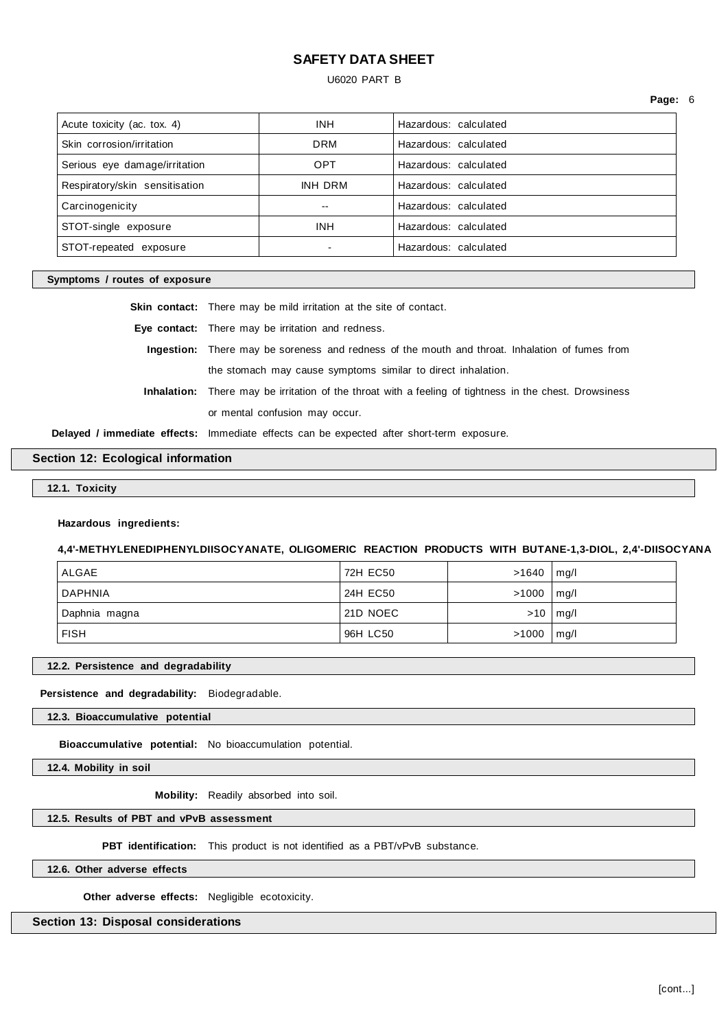| Acute toxicity (ac. tox. 4) | INH | Hazardous: calculated |
|---|---|---|
| Skin corrosion/irritation | DRM | Hazardous: calculated |
| Serious eye damage/irritation | OPT | Hazardous: calculated |
| Respiratory/skin sensitisation | INH DRM | Hazardous: calculated |
| Carcinogenicity | -- | Hazardous: calculated |
| STOT-single exposure | INH | Hazardous: calculated |
| STOT-repeated exposure | - | Hazardous: calculated |

**Symptoms / routes of exposure**

**Skin contact:** There may be mild irritation at the site of contact.

**Eye contact:** There may be irritation and redness.

**Ingestion:** There may be soreness and redness of the mouth and throat. Inhalation of fumes from the stomach may cause symptoms similar to direct inhalation.

**Inhalation:** There may be irritation of the throat with a feeling of tightness in the chest. Drowsiness or mental confusion may occur.

**Delayed / immediate effects:** Immediate effects can be expected after short-term exposure.

## Section 12: Ecological information

### 12.1. Toxicity

**Hazardous ingredients:**

**4,4'-METHYLENEDIPHENYLDIISOCYANATE, OLIGOMERIC REACTION PRODUCTS WITH BUTANE-1,3-DIOL, 2,4'-DIISOCYANA**

| ALGAE | 72H EC50 | >1640 | mg/l |
|---|---|---|---|
| DAPHNIA | 24H EC50 | >1000 | mg/l |
| Daphnia magna | 21D NOEC | >10 | mg/l |
| FISH | 96H LC50 | >1000 | mg/l |

### 12.2. Persistence and degradability

**Persistence and degradability:** Biodegradable.

### 12.3. Bioaccumulative potential

**Bioaccumulative potential:** No bioaccumulation potential.

### 12.4. Mobility in soil

**Mobility:** Readily absorbed into soil.

### 12.5. Results of PBT and vPvB assessment

**PBT identification:** This product is not identified as a PBT/vPvB substance.

### 12.6. Other adverse effects

**Other adverse effects:** Negligible ecotoxicity.

## Section 13: Disposal considerations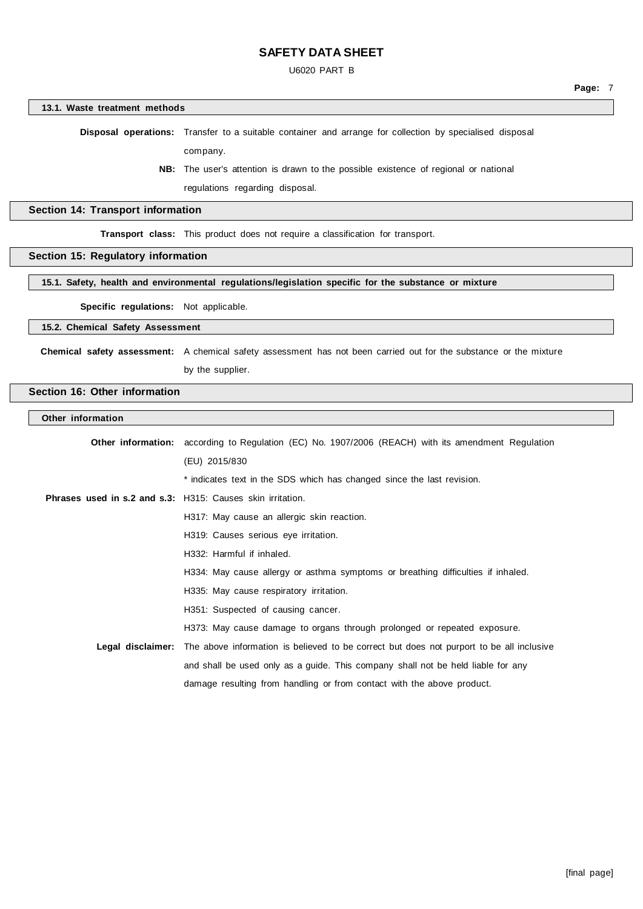### 13.1. Waste treatment methods

**Disposal operations:** Transfer to a suitable container and arrange for collection by specialised disposal company.

**NB:** The user's attention is drawn to the possible existence of regional or national regulations regarding disposal.

## Section 14: Transport information

**Transport class:** This product does not require a classification for transport.

## Section 15: Regulatory information

### 15.1. Safety, health and environmental regulations/legislation specific for the substance or mixture

**Specific regulations:** Not applicable.

### 15.2. Chemical Safety Assessment

**Chemical safety assessment:** A chemical safety assessment has not been carried out for the substance or the mixture by the supplier.

## Section 16: Other information

### Other information

**Other information:** according to Regulation (EC) No. 1907/2006 (REACH) with its amendment Regulation (EU) 2015/830

* indicates text in the SDS which has changed since the last revision.

**Phrases used in s.2 and s.3:** H315: Causes skin irritation.

H317: May cause an allergic skin reaction.

H319: Causes serious eye irritation.

H332: Harmful if inhaled.

H334: May cause allergy or asthma symptoms or breathing difficulties if inhaled.

H335: May cause respiratory irritation.

H351: Suspected of causing cancer.

H373: May cause damage to organs through prolonged or repeated exposure.

**Legal disclaimer:** The above information is believed to be correct but does not purport to be all inclusive and shall be used only as a guide. This company shall not be held liable for any damage resulting from handling or from contact with the above product.

[final page]